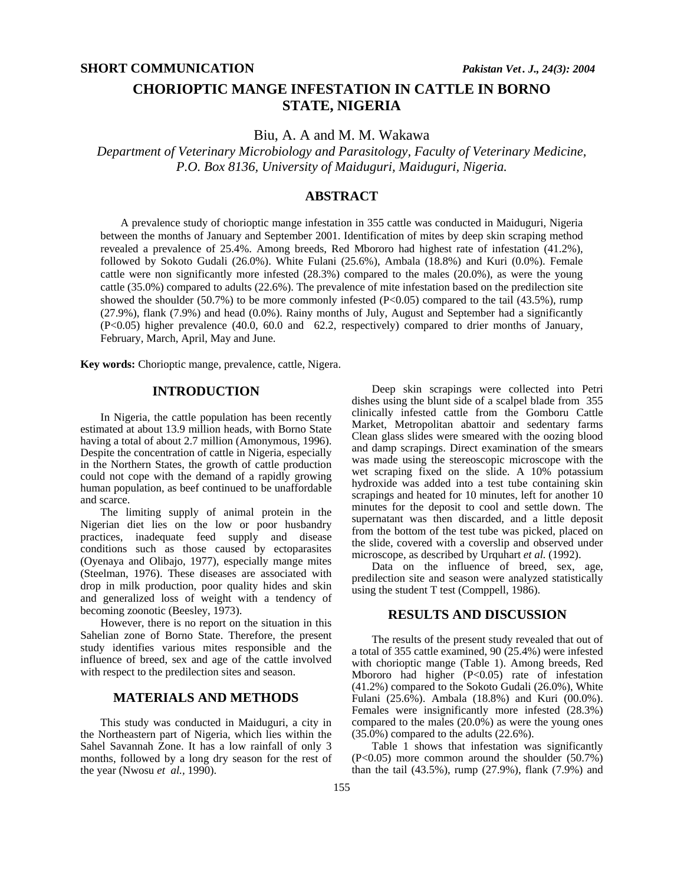SHORT COMMUNICATION

# CHORIOPTIC MANGE INFESTATION IN CATTLE IN BORNO STATE, NIGERIA

Biu, A. A and M. M. Wakawa

*Department of Veterinary Microbiology and Parasitology, Faculty of Veterinary Medicine, P.O. Box 8136, University of Maiduguri, Maiduguri, Nigeria.*

## ABSTRACT

A prevalence study of chorioptic mange infestation in 355 cattle was conducted in Maiduguri, Nigeria between the months of January and September 2001. Identification of mites by deep skin scraping method revealed a prevalence of 25.4%. Among breeds, Red Mbororo had highest rate of infestation (41.2%), followed by Sokoto Gudali (26.0%). White Fulani (25.6%), Ambala (18.8%) and Kuri (0.0%). Female cattle were non significantly more infested (28.3%) compared to the males (20.0%), as were the young cattle (35.0%) compared to adults (22.6%). The prevalence of mite infestation based on the predilection site showed the shoulder (50.7%) to be more commonly infested ($P<0.05$) compared to the tail (43.5%), rump (27.9%), flank (7.9%) and head (0.0%). Rainy months of July, August and September had a significantly ($P<0.05$) higher prevalence (40.0, 60.0 and 62.2, respectively) compared to drier months of January, February, March, April, May and June.

**Key words:** Chorioptic mange, prevalence, cattle, Nigera.

## INTRODUCTION

In Nigeria, the cattle population has been recently estimated at about 13.9 million heads, with Borno State having a total of about 2.7 million (Amonymous, 1996). Despite the concentration of cattle in Nigeria, especially in the Northern States, the growth of cattle production could not cope with the demand of a rapidly growing human population, as beef continued to be unaffordable and scarce.

The limiting supply of animal protein in the Nigerian diet lies on the low or poor husbandry practices, inadequate feed supply and disease conditions such as those caused by ectoparasites (Oyenaya and Olibajo, 1977), especially mange mites (Steelman, 1976). These diseases are associated with drop in milk production, poor quality hides and skin and generalized loss of weight with a tendency of becoming zoonotic (Beesley, 1973).

However, there is no report on the situation in this Sahelian zone of Borno State. Therefore, the present study identifies various mites responsible and the influence of breed, sex and age of the cattle involved with respect to the predilection sites and season.

## MATERIALS AND METHODS

This study was conducted in Maiduguri, a city in the Northeastern part of Nigeria, which lies within the Sahel Savannah Zone. It has a low rainfall of only 3 months, followed by a long dry season for the rest of the year (Nwosu *et al.,* 1990).

Deep skin scrapings were collected into Petri dishes using the blunt side of a scalpel blade from 355 clinically infested cattle from the Gomboru Cattle Market, Metropolitan abattoir and sedentary farms Clean glass slides were smeared with the oozing blood and damp scrapings. Direct examination of the smears was made using the stereoscopic microscope with the wet scraping fixed on the slide. A 10% potassium hydroxide was added into a test tube containing skin scrapings and heated for 10 minutes, left for another 10 minutes for the deposit to cool and settle down. The supernatant was then discarded, and a little deposit from the bottom of the test tube was picked, placed on the slide, covered with a coverslip and observed under microscope, as described by Urquhart *et al.* (1992).

Data on the influence of breed, sex, age, predilection site and season were analyzed statistically using the student T test (Comppell, 1986).

## RESULTS AND DISCUSSION

The results of the present study revealed that out of a total of 355 cattle examined, 90 (25.4%) were infested with chorioptic mange (Table 1). Among breeds, Red Mbororo had higher ($P<0.05$) rate of infestation (41.2%) compared to the Sokoto Gudali (26.0%), White Fulani (25.6%). Ambala (18.8%) and Kuri (00.0%). Females were insignificantly more infested (28.3%) compared to the males (20.0%) as were the young ones (35.0%) compared to the adults (22.6%).

Table 1 shows that infestation was significantly ($P<0.05$) more common around the shoulder (50.7%) than the tail (43.5%), rump (27.9%), flank (7.9%) and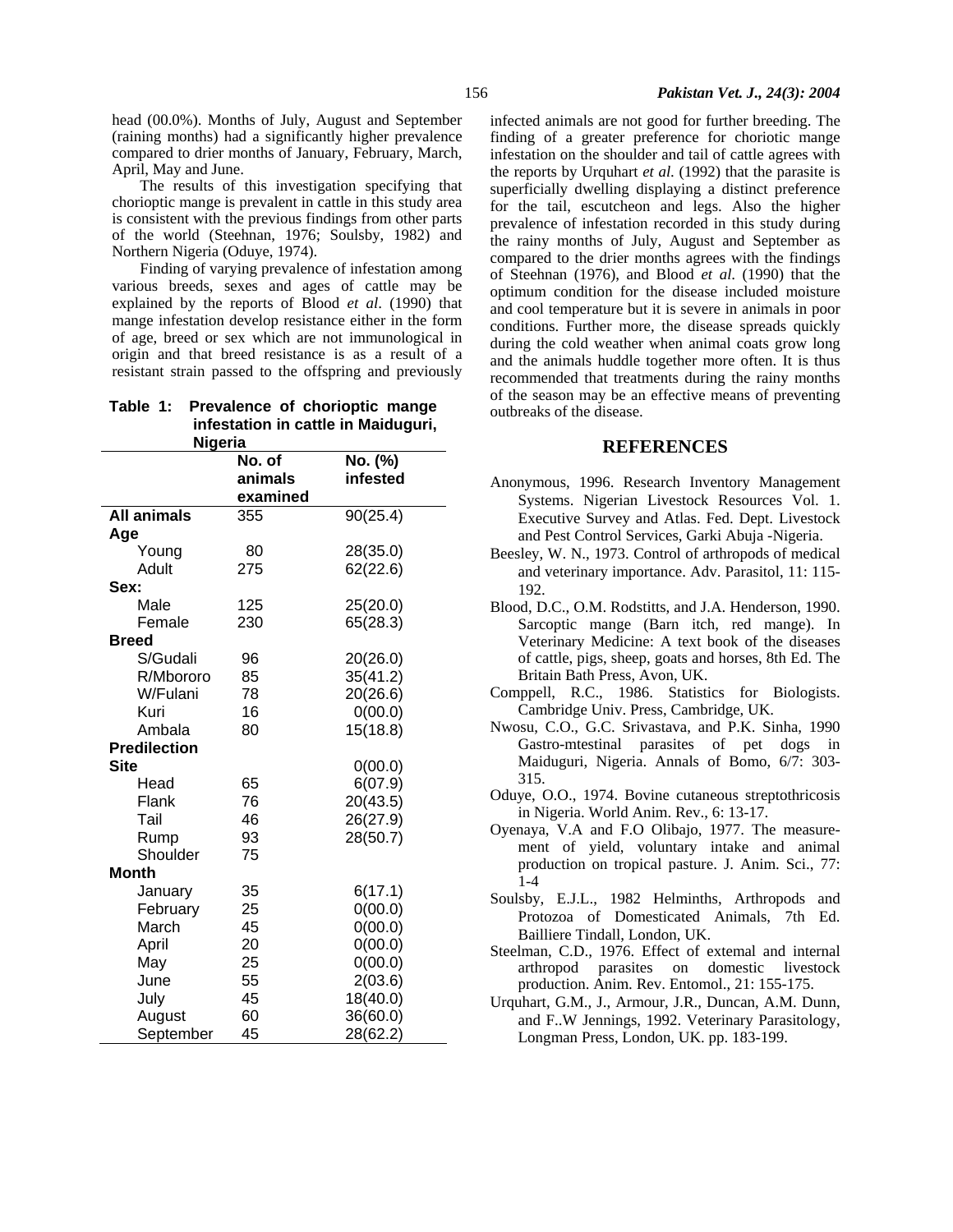head (00.0%). Months of July, August and September (raining months) had a significantly higher prevalence compared to drier months of January, February, March, April, May and June.

The results of this investigation specifying that chorioptic mange is prevalent in cattle in this study area is consistent with the previous findings from other parts of the world (Steehnan, 1976; Soulsby, 1982) and Northern Nigeria (Oduye, 1974).

Finding of varying prevalence of infestation among various breeds, sexes and ages of cattle may be explained by the reports of Blood *et al*. (1990) that mange infestation develop resistance either in the form of age, breed or sex which are not immunological in origin and that breed resistance is as a result of a resistant strain passed to the offspring and previously

**Table 1: Prevalence of chorioptic mange infestation in cattle in Maiduguri, Nigeria**

| | No. of animals examined | No. (%) infested |
|---|---|---|
| **All animals** | 355 | 90(25.4) |
| **Age** | | |
| Young | 80 | 28(35.0) |
| Adult | 275 | 62(22.6) |
| **Sex:** | | |
| Male | 125 | 25(20.0) |
| Female | 230 | 65(28.3) |
| **Breed** | | |
| S/Gudali | 96 | 20(26.0) |
| R/Mbororo | 85 | 35(41.2) |
| W/Fulani | 78 | 20(26.6) |
| Kuri | 16 | 0(00.0) |
| Ambala | 80 | 15(18.8) |
| **Predilection Site** | | 0(00.0) |
| Head | 65 | 6(07.9) |
| Flank | 76 | 20(43.5) |
| Tail | 46 | 26(27.9) |
| Rump | 93 | 28(50.7) |
| Shoulder | 75 | |
| **Month** | | |
| January | 35 | 6(17.1) |
| February | 25 | 0(00.0) |
| March | 45 | 0(00.0) |
| April | 20 | 0(00.0) |
| May | 25 | 0(00.0) |
| June | 55 | 2(03.6) |
| July | 45 | 18(40.0) |
| August | 60 | 36(60.0) |
| September | 45 | 28(62.2) |

infected animals are not good for further breeding. The finding of a greater preference for choriotic mange infestation on the shoulder and tail of cattle agrees with the reports by Urquhart *et al.* (1992) that the parasite is superficially dwelling displaying a distinct preference for the tail, escutcheon and legs. Also the higher prevalence of infestation recorded in this study during the rainy months of July, August and September as compared to the drier months agrees with the findings of Steehnan (1976), and Blood *et al*. (1990) that the optimum condition for the disease included moisture and cool temperature but it is severe in animals in poor conditions. Further more, the disease spreads quickly during the cold weather when animal coats grow long and the animals huddle together more often. It is thus recommended that treatments during the rainy months of the season may be an effective means of preventing outbreaks of the disease.

## REFERENCES

Anonymous, 1996. Research Inventory Management Systems. Nigerian Livestock Resources Vol. 1. Executive Survey and Atlas. Fed. Dept. Livestock and Pest Control Services, Garki Abuja -Nigeria.

Beesley, W. N., 1973. Control of arthropods of medical and veterinary importance. Adv. Parasitol, 11: 115-192.

Blood, D.C., O.M. Rodstitts, and J.A. Henderson, 1990. Sarcoptic mange (Barn itch, red mange). In Veterinary Medicine: A text book of the diseases of cattle, pigs, sheep, goats and horses, 8th Ed. The Britain Bath Press, Avon, UK.

Comppell, R.C., 1986. Statistics for Biologists. Cambridge Univ. Press, Cambridge, UK.

Nwosu, C.O., G.C. Srivastava, and P.K. Sinha, 1990 Gastro-mtestinal parasites of pet dogs in Maiduguri, Nigeria. Annals of Bomo, 6/7: 303-315.

Oduye, O.O., 1974. Bovine cutaneous streptothricosis in Nigeria. World Anim. Rev., 6: 13-17.

Oyenaya, V.A and F.O Olibajo, 1977. The measurement of yield, voluntary intake and animal production on tropical pasture. J. Anim. Sci., 77: 1-4

Soulsby, E.J.L., 1982 Helminths, Arthropods and Protozoa of Domesticated Animals, 7th Ed. Bailliere Tindall, London, UK.

Steelman, C.D., 1976. Effect of extemal and internal arthropod parasites on domestic livestock production. Anim. Rev. Entomol., 21: 155-175.

Urquhart, G.M., J., Armour, J.R., Duncan, A.M. Dunn, and F..W Jennings, 1992. Veterinary Parasitology, Longman Press, London, UK. pp. 183-199.